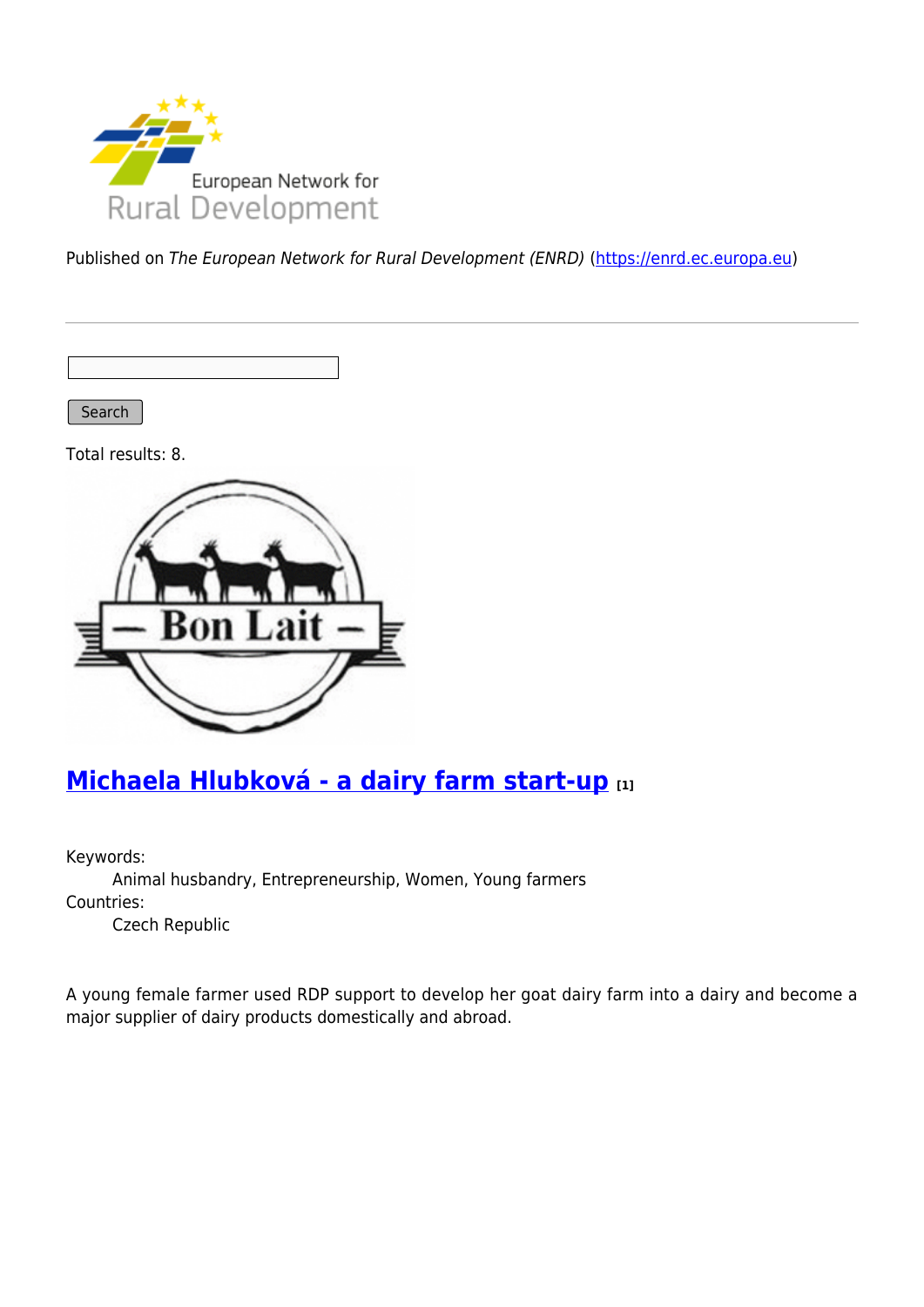Published on *The European Network for Rural Development (ENRD)* (https://enrd.ec.europa.eu)

Search

Total results: 8.

## Michaela Hlubková - a dairy farm start-up [1]

Keywords:
    Animal husbandry, Entrepreneurship, Women, Young farmers

Countries:
    Czech Republic

A young female farmer used RDP support to develop her goat dairy farm into a dairy and become a major supplier of dairy products domestically and abroad.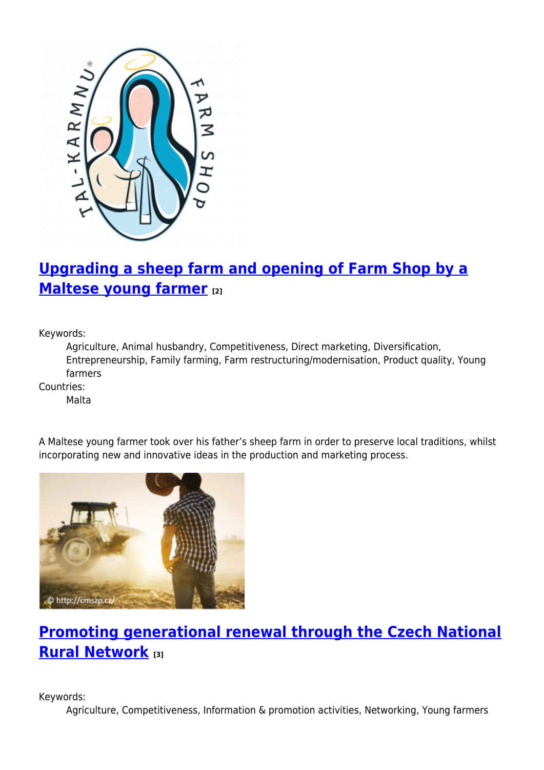## [Upgrading a sheep farm and opening of Farm Shop by a Maltese young farmer](#) [2]

Keywords:
: Agriculture, Animal husbandry, Competitiveness, Direct marketing, Diversification, Entrepreneurship, Family farming, Farm restructuring/modernisation, Product quality, Young farmers

Countries:
: Malta

A Maltese young farmer took over his father's sheep farm in order to preserve local traditions, whilst incorporating new and innovative ideas in the production and marketing process.

## [Promoting generational renewal through the Czech National Rural Network](#) [3]

Keywords:
: Agriculture, Competitiveness, Information & promotion activities, Networking, Young farmers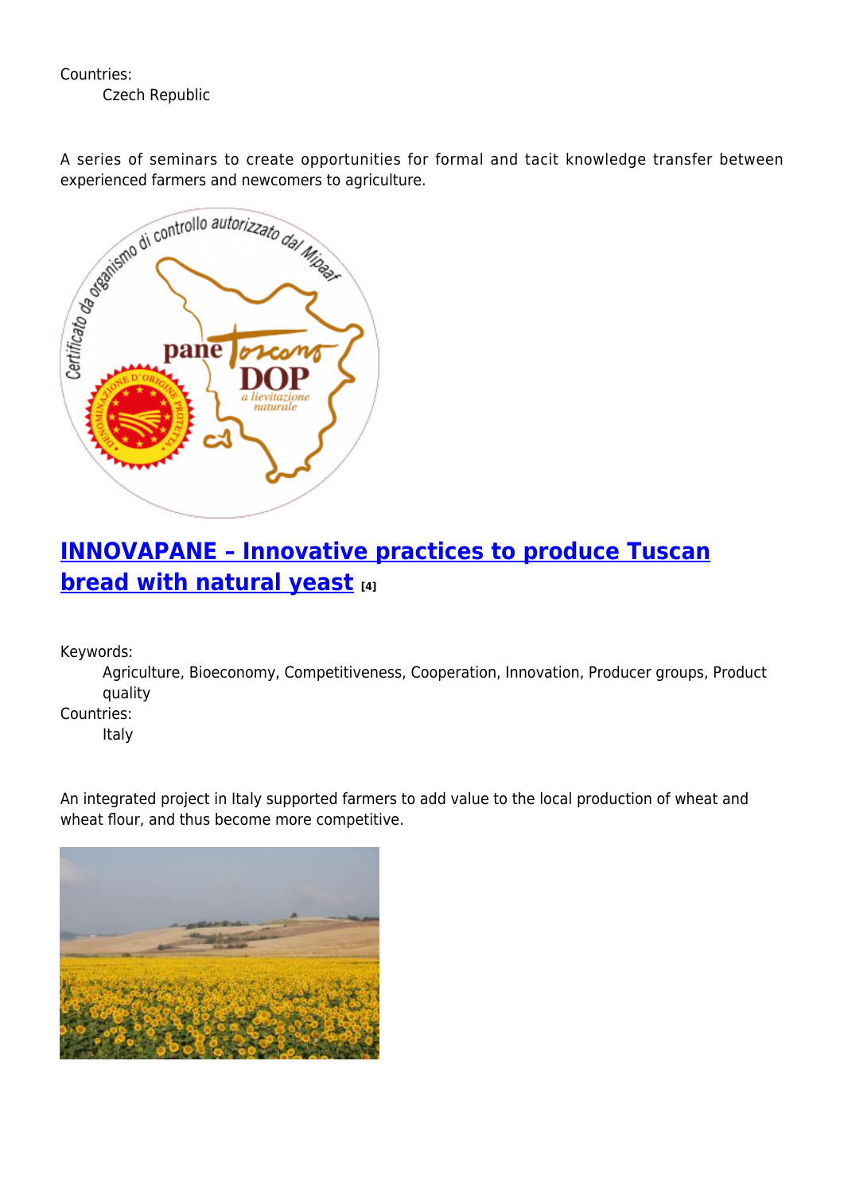Countries:
Czech Republic

A series of seminars to create opportunities for formal and tacit knowledge transfer between experienced farmers and newcomers to agriculture.

## [INNOVAPANE – Innovative practices to produce Tuscan bread with natural yeast](#) [4]

Keywords:
Agriculture, Bioeconomy, Competitiveness, Cooperation, Innovation, Producer groups, Product quality

Countries:
Italy

An integrated project in Italy supported farmers to add value to the local production of wheat and wheat flour, and thus become more competitive.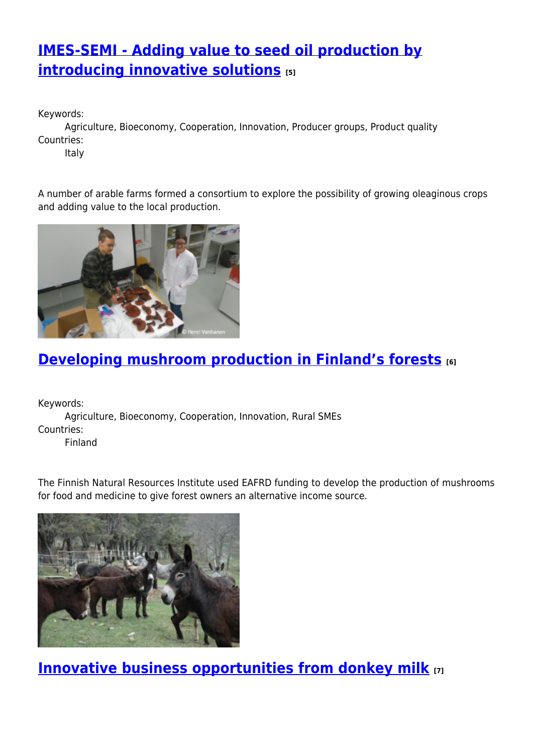## [IMES-SEMI - Adding value to seed oil production by introducing innovative solutions](#) [5]

Keywords:
Agriculture, Bioeconomy, Cooperation, Innovation, Producer groups, Product quality

Countries:
Italy

A number of arable farms formed a consortium to explore the possibility of growing oleaginous crops and adding value to the local production.

## [Developing mushroom production in Finland's forests](#) [6]

Keywords:
Agriculture, Bioeconomy, Cooperation, Innovation, Rural SMEs

Countries:
Finland

The Finnish Natural Resources Institute used EAFRD funding to develop the production of mushrooms for food and medicine to give forest owners an alternative income source.

## [Innovative business opportunities from donkey milk](#) [7]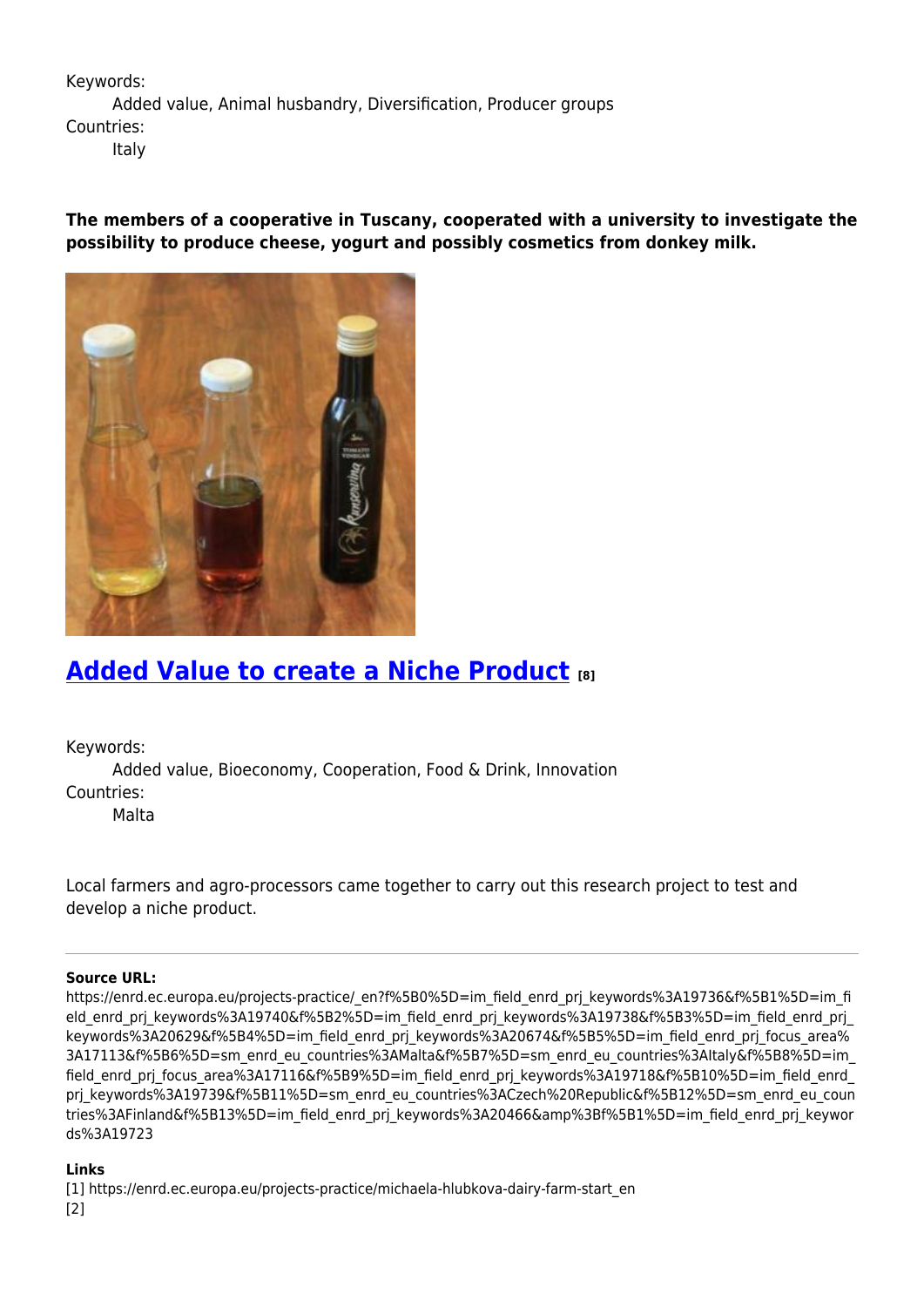Keywords:

Added value, Animal husbandry, Diversification, Producer groups

Countries:

Italy

**The members of a cooperative in Tuscany, cooperated with a university to investigate the possibility to produce cheese, yogurt and possibly cosmetics from donkey milk.**

## [Added Value to create a Niche Product](#) [8]

Keywords:

Added value, Bioeconomy, Cooperation, Food & Drink, Innovation

Countries:

Malta

Local farmers and agro-processors came together to carry out this research project to test and develop a niche product.

---

**Source URL:** https://enrd.ec.europa.eu/projects-practice/_en?f%5B0%5D=im_field_enrd_prj_keywords%3A19736&f%5B1%5D=im_field_enrd_prj_keywords%3A19740&f%5B2%5D=im_field_enrd_prj_keywords%3A19738&f%5B3%5D=im_field_enrd_prj_keywords%3A20629&f%5B4%5D=im_field_enrd_prj_keywords%3A20674&f%5B5%5D=im_field_enrd_prj_focus_area%3A17113&f%5B6%5D=sm_enrd_eu_countries%3AMalta&f%5B7%5D=sm_enrd_eu_countries%3AItaly&f%5B8%5D=im_field_enrd_prj_focus_area%3A17116&f%5B9%5D=im_field_enrd_prj_keywords%3A19718&f%5B10%5D=im_field_enrd_prj_keywords%3A19739&f%5B11%5D=sm_enrd_eu_countries%3ACzech%20Republic&f%5B12%5D=sm_enrd_eu_countries%3AFinland&f%5B13%5D=im_field_enrd_prj_keywords%3A20466&amp%3Bf%5B1%5D=im_field_enrd_prj_keywords%3A19723

**Links**

[1] https://enrd.ec.europa.eu/projects-practice/michaela-hlubkova-dairy-farm-start_en
[2]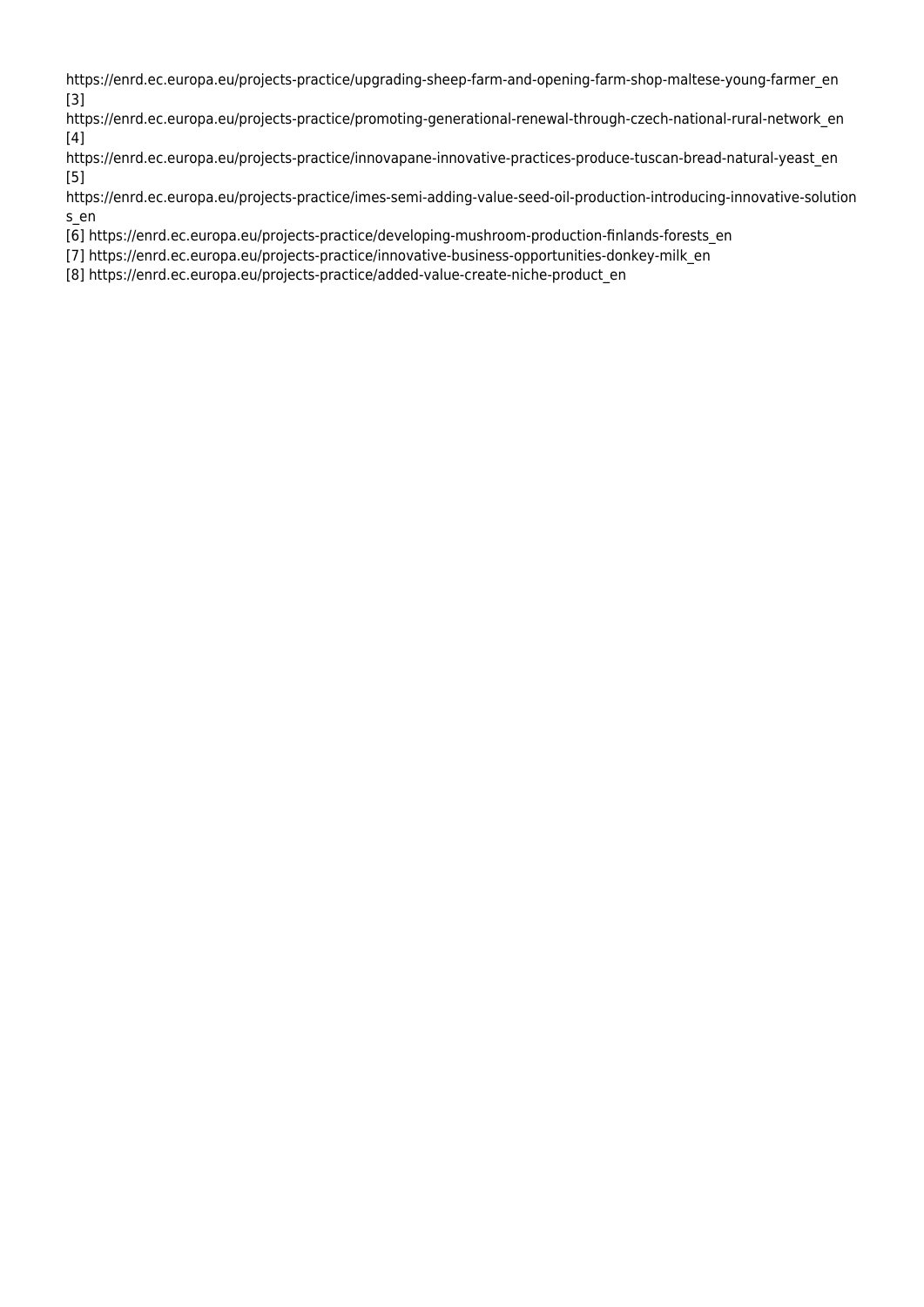https://enrd.ec.europa.eu/projects-practice/upgrading-sheep-farm-and-opening-farm-shop-maltese-young-farmer_en
[3]
https://enrd.ec.europa.eu/projects-practice/promoting-generational-renewal-through-czech-national-rural-network_en
[4]
https://enrd.ec.europa.eu/projects-practice/innovapane-innovative-practices-produce-tuscan-bread-natural-yeast_en
[5]
https://enrd.ec.europa.eu/projects-practice/imes-semi-adding-value-seed-oil-production-introducing-innovative-solutions_en
[6] https://enrd.ec.europa.eu/projects-practice/developing-mushroom-production-finlands-forests_en
[7] https://enrd.ec.europa.eu/projects-practice/innovative-business-opportunities-donkey-milk_en
[8] https://enrd.ec.europa.eu/projects-practice/added-value-create-niche-product_en